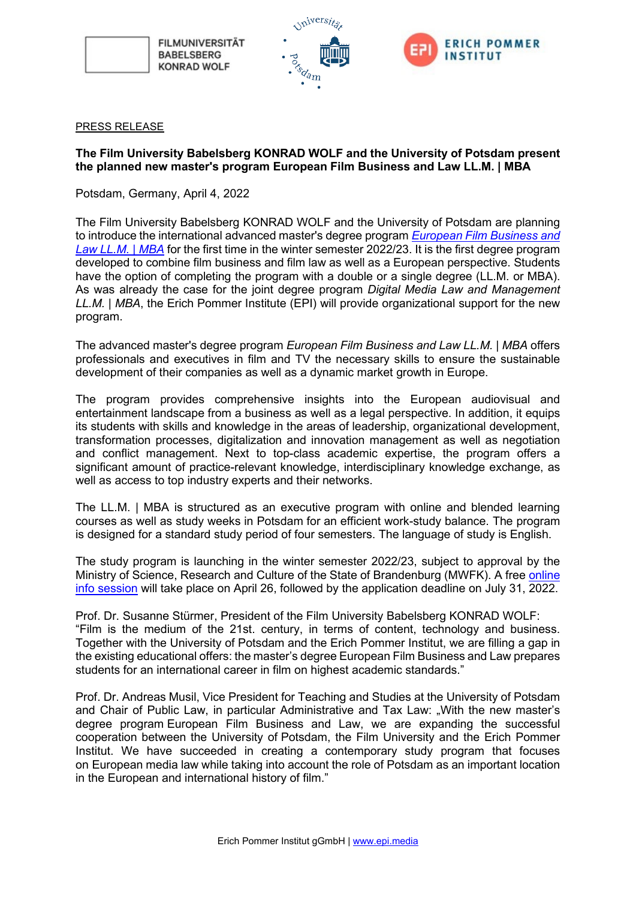PRESS RELEASE

**The Film University Babelsberg KONRAD WOLF and the University of Potsdam present the planned new master's program European Film Business and Law LL.M. | MBA**

Potsdam, Germany, April 4, 2022

The Film University Babelsberg KONRAD WOLF and the University of Potsdam are planning to introduce the international advanced master's degree program *European Film Business and Law LL.M. | MBA* for the first time in the winter semester 2022/23. It is the first degree program developed to combine film business and film law as well as a European perspective. Students have the option of completing the program with a double or a single degree (LL.M. or MBA). As was already the case for the joint degree program *Digital Media Law and Management LL.M. | MBA*, the Erich Pommer Institute (EPI) will provide organizational support for the new program.

The advanced master's degree program *European Film Business and Law LL.M. | MBA* offers professionals and executives in film and TV the necessary skills to ensure the sustainable development of their companies as well as a dynamic market growth in Europe.

The program provides comprehensive insights into the European audiovisual and entertainment landscape from a business as well as a legal perspective. In addition, it equips its students with skills and knowledge in the areas of leadership, organizational development, transformation processes, digitalization and innovation management as well as negotiation and conflict management. Next to top-class academic expertise, the program offers a significant amount of practice-relevant knowledge, interdisciplinary knowledge exchange, as well as access to top industry experts and their networks.

The LL.M. | MBA is structured as an executive program with online and blended learning courses as well as study weeks in Potsdam for an efficient work-study balance. The program is designed for a standard study period of four semesters. The language of study is English.

The study program is launching in the winter semester 2022/23, subject to approval by the Ministry of Science, Research and Culture of the State of Brandenburg (MWFK). A free online info session will take place on April 26, followed by the application deadline on July 31, 2022.

Prof. Dr. Susanne Stürmer, President of the Film University Babelsberg KONRAD WOLF: "Film is the medium of the 21st. century, in terms of content, technology and business. Together with the University of Potsdam and the Erich Pommer Institut, we are filling a gap in the existing educational offers: the master's degree European Film Business and Law prepares students for an international career in film on highest academic standards."

Prof. Dr. Andreas Musil, Vice President for Teaching and Studies at the University of Potsdam and Chair of Public Law, in particular Administrative and Tax Law: „With the new master's degree program European Film Business and Law, we are expanding the successful cooperation between the University of Potsdam, the Film University and the Erich Pommer Institut. We have succeeded in creating a contemporary study program that focuses on European media law while taking into account the role of Potsdam as an important location in the European and international history of film."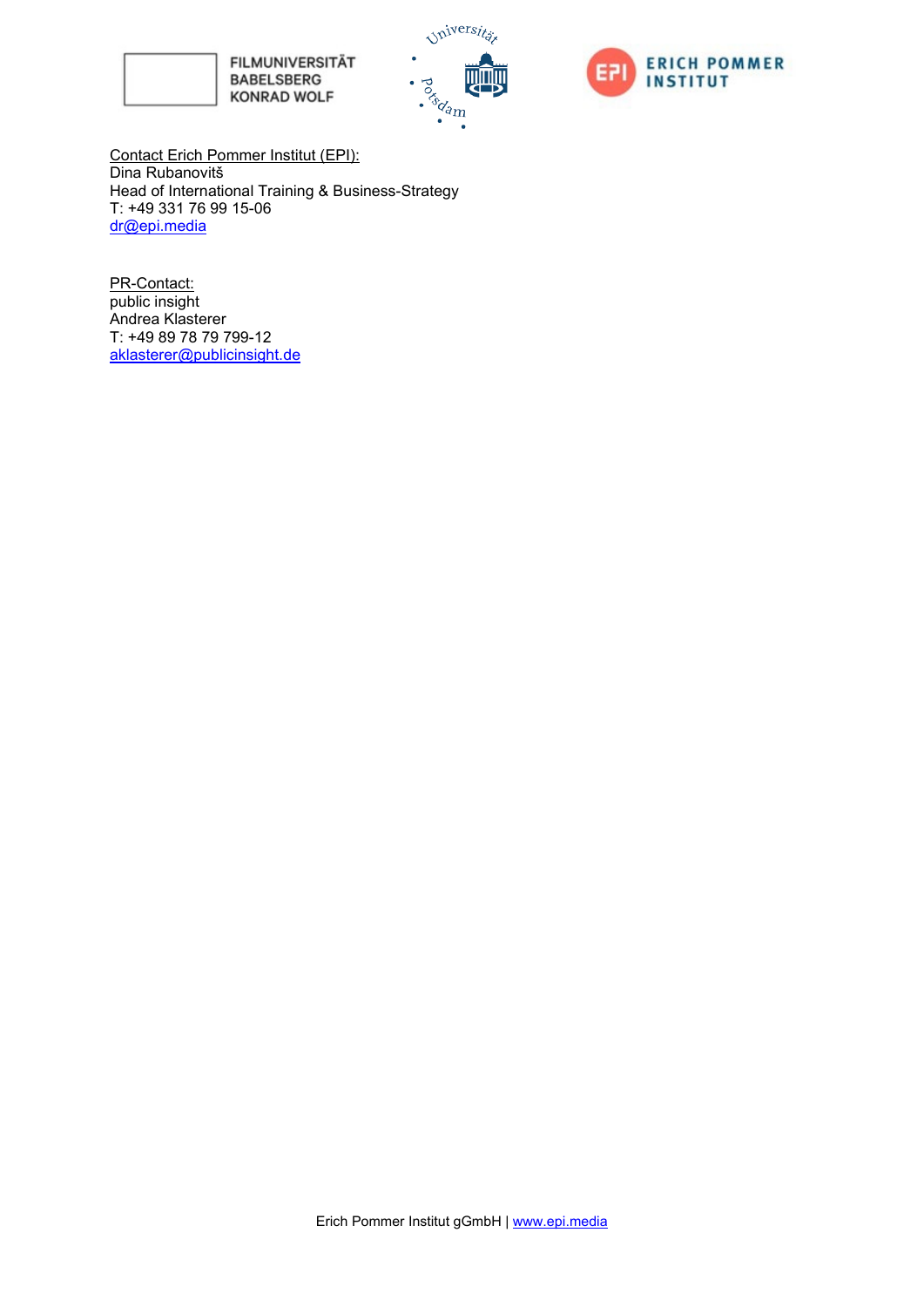Contact Erich Pommer Institut (EPI):
Dina Rubanovitš
Head of International Training & Business-Strategy
T: +49 331 76 99 15-06
dr@epi.media

PR-Contact:
public insight
Andrea Klasterer
T: +49 89 78 79 799-12
aklasterer@publicinsight.de

Erich Pommer Institut gGmbH | www.epi.media